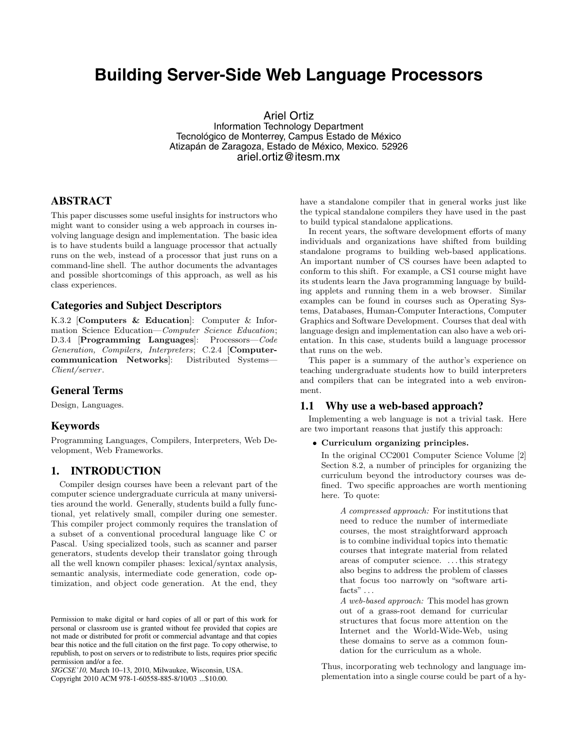# Building Server-Side Web Language Processors

Ariel Ortiz
Information Technology Department
Tecnológico de Monterrey, Campus Estado de México
Atizapán de Zaragoza, Estado de México, Mexico. 52926
ariel.ortiz@itesm.mx

## ABSTRACT

This paper discusses some useful insights for instructors who might want to consider using a web approach in courses involving language design and implementation. The basic idea is to have students build a language processor that actually runs on the web, instead of a processor that just runs on a command-line shell. The author documents the advantages and possible shortcomings of this approach, as well as his class experiences.

## Categories and Subject Descriptors

K.3.2 [**Computers & Education**]: Computer & Information Science Education—*Computer Science Education*; D.3.4 [**Programming Languages**]: Processors—*Code Generation, Compilers, Interpreters*; C.2.4 [**Computer-communication Networks**]: Distributed Systems—*Client/server*.

## General Terms

Design, Languages.

## Keywords

Programming Languages, Compilers, Interpreters, Web Development, Web Frameworks.

## 1. INTRODUCTION

Compiler design courses have been a relevant part of the computer science undergraduate curricula at many universities around the world. Generally, students build a fully functional, yet relatively small, compiler during one semester. This compiler project commonly requires the translation of a subset of a conventional procedural language like C or Pascal. Using specialized tools, such as scanner and parser generators, students develop their translator going through all the well known compiler phases: lexical/syntax analysis, semantic analysis, intermediate code generation, code optimization, and object code generation. At the end, they have a standalone compiler that in general works just like the typical standalone compilers they have used in the past to build typical standalone applications.

In recent years, the software development efforts of many individuals and organizations have shifted from building standalone programs to building web-based applications. An important number of CS courses have been adapted to conform to this shift. For example, a CS1 course might have its students learn the Java programming language by building applets and running them in a web browser. Similar examples can be found in courses such as Operating Systems, Databases, Human-Computer Interactions, Computer Graphics and Software Development. Courses that deal with language design and implementation can also have a web orientation. In this case, students build a language processor that runs on the web.

This paper is a summary of the author's experience on teaching undergraduate students how to build interpreters and compilers that can be integrated into a web environment.

### 1.1 Why use a web-based approach?

Implementing a web language is not a trivial task. Here are two important reasons that justify this approach:

- **Curriculum organizing principles.**

  In the original CC2001 Computer Science Volume [2] Section 8.2, a number of principles for organizing the curriculum beyond the introductory courses was defined. Two specific approaches are worth mentioning here. To quote:

  > *A compressed approach:* For institutions that need to reduce the number of intermediate courses, the most straightforward approach is to combine individual topics into thematic courses that integrate material from related areas of computer science. . . . this strategy also begins to address the problem of classes that focus too narrowly on "software artifacts" . . .
  >
  > *A web-based approach:* This model has grown out of a grass-root demand for curricular structures that focus more attention on the Internet and the World-Wide-Web, using these domains to serve as a common foundation for the curriculum as a whole.

  Thus, incorporating web technology and language implementation into a single course could be part of a hy-

Permission to make digital or hard copies of all or part of this work for personal or classroom use is granted without fee provided that copies are not made or distributed for profit or commercial advantage and that copies bear this notice and the full citation on the first page. To copy otherwise, to republish, to post on servers or to redistribute to lists, requires prior specific permission and/or a fee.
*SIGCSE'10,* March 10–13, 2010, Milwaukee, Wisconsin, USA.
Copyright 2010 ACM 978-1-60558-885-8/10/03 ...$10.00.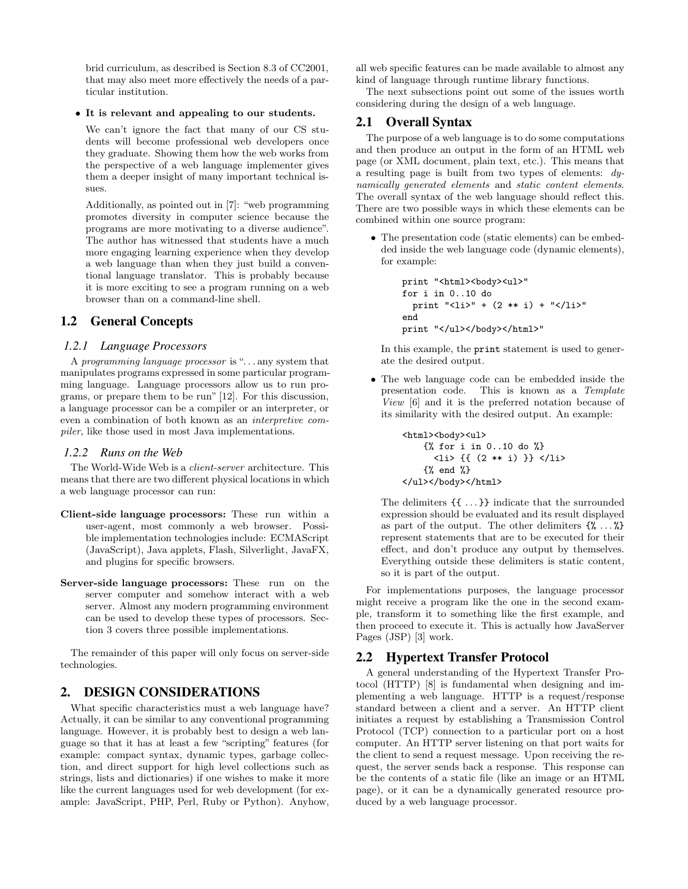brid curriculum, as described is Section 8.3 of CC2001, that may also meet more effectively the needs of a particular institution.

- **It is relevant and appealing to our students.**

  We can't ignore the fact that many of our CS students will become professional web developers once they graduate. Showing them how the web works from the perspective of a web language implementer gives them a deeper insight of many important technical issues.

  Additionally, as pointed out in [7]: "web programming promotes diversity in computer science because the programs are more motivating to a diverse audience". The author has witnessed that students have a much more engaging learning experience when they develop a web language than when they just build a conventional language translator. This is probably because it is more exciting to see a program running on a web browser than on a command-line shell.

## 1.2 General Concepts

### 1.2.1 Language Processors

A *programming language processor* is "...any system that manipulates programs expressed in some particular programming language. Language processors allow us to run programs, or prepare them to be run" [12]. For this discussion, a language processor can be a compiler or an interpreter, or even a combination of both known as an *interpretive compiler*, like those used in most Java implementations.

### 1.2.2 Runs on the Web

The World-Wide Web is a *client-server* architecture. This means that there are two different physical locations in which a web language processor can run:

**Client-side language processors:** These run within a user-agent, most commonly a web browser. Possible implementation technologies include: ECMAScript (JavaScript), Java applets, Flash, Silverlight, JavaFX, and plugins for specific browsers.

**Server-side language processors:** These run on the server computer and somehow interact with a web server. Almost any modern programming environment can be used to develop these types of processors. Section 3 covers three possible implementations.

The remainder of this paper will only focus on server-side technologies.

# 2. DESIGN CONSIDERATIONS

What specific characteristics must a web language have? Actually, it can be similar to any conventional programming language. However, it is probably best to design a web language so that it has at least a few "scripting" features (for example: compact syntax, dynamic types, garbage collection, and direct support for high level collections such as strings, lists and dictionaries) if one wishes to make it more like the current languages used for web development (for example: JavaScript, PHP, Perl, Ruby or Python). Anyhow, all web specific features can be made available to almost any kind of language through runtime library functions.

The next subsections point out some of the issues worth considering during the design of a web language.

## 2.1 Overall Syntax

The purpose of a web language is to do some computations and then produce an output in the form of an HTML web page (or XML document, plain text, etc.). This means that a resulting page is built from two types of elements: *dynamically generated elements* and *static content elements*. The overall syntax of the web language should reflect this. There are two possible ways in which these elements can be combined within one source program:

- The presentation code (static elements) can be embedded inside the web language code (dynamic elements), for example:

```
print "<html><body><ul>"
for i in 0..10 do
  print "<li>" + (2 ** i) + "</li>"
end
print "</ul></body></html>"
```

  In this example, the `print` statement is used to generate the desired output.

- The web language code can be embedded inside the presentation code. This is known as a *Template View* [6] and it is the preferred notation because of its similarity with the desired output. An example:

```
<html><body><ul>
    {% for i in 0..10 do %}
      <li> {{ (2 ** i) }} </li>
    {% end %}
</ul></body></html>
```

  The delimiters `{{ ... }}` indicate that the surrounded expression should be evaluated and its result displayed as part of the output. The other delimiters `{% ... %}` represent statements that are to be executed for their effect, and don't produce any output by themselves. Everything outside these delimiters is static content, so it is part of the output.

For implementations purposes, the language processor might receive a program like the one in the second example, transform it to something like the first example, and then proceed to execute it. This is actually how JavaServer Pages (JSP) [3] work.

## 2.2 Hypertext Transfer Protocol

A general understanding of the Hypertext Transfer Protocol (HTTP) [8] is fundamental when designing and implementing a web language. HTTP is a request/response standard between a client and a server. An HTTP client initiates a request by establishing a Transmission Control Protocol (TCP) connection to a particular port on a host computer. An HTTP server listening on that port waits for the client to send a request message. Upon receiving the request, the server sends back a response. This response can be the contents of a static file (like an image or an HTML page), or it can be a dynamically generated resource produced by a web language processor.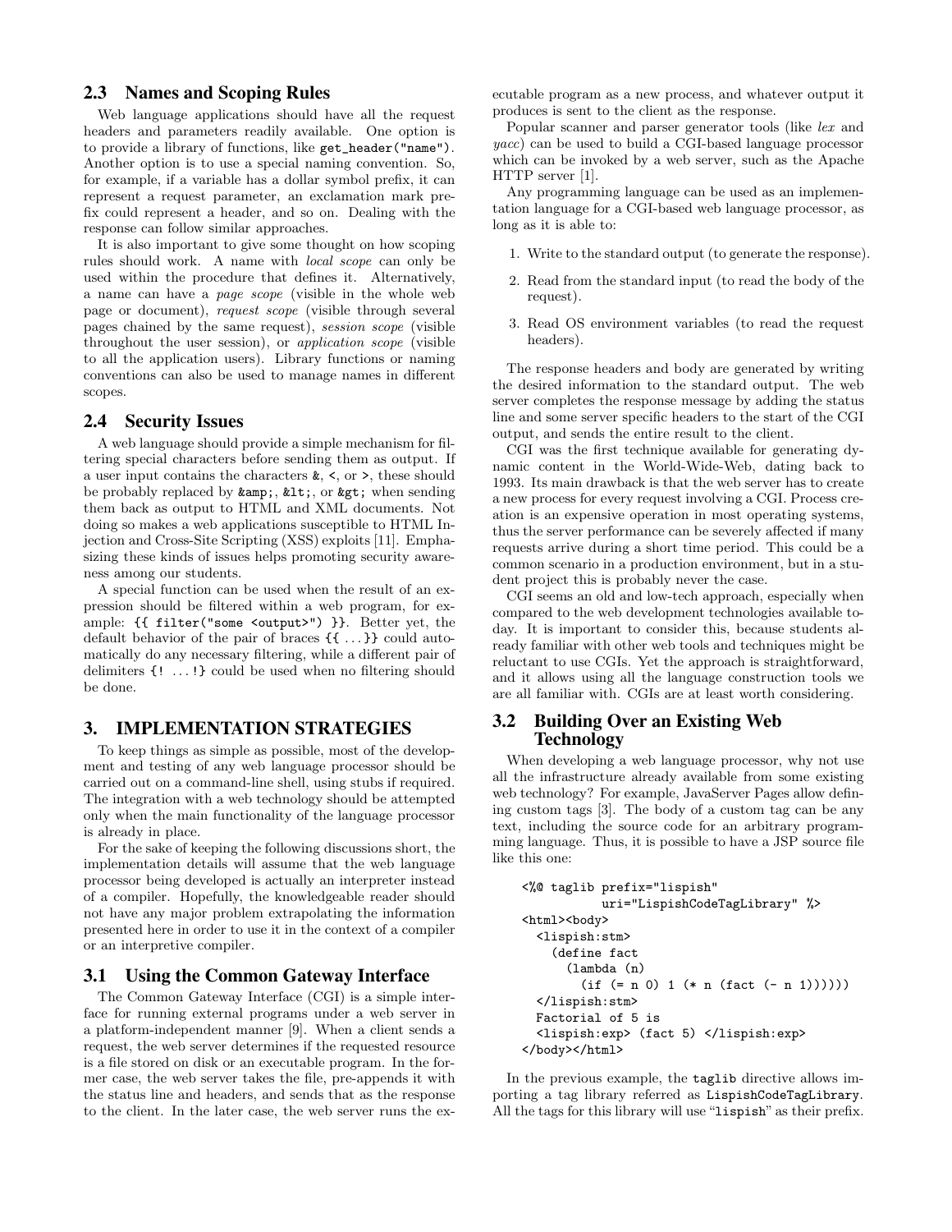### 2.3 Names and Scoping Rules

Web language applications should have all the request headers and parameters readily available. One option is to provide a library of functions, like `get_header("name")`. Another option is to use a special naming convention. So, for example, if a variable has a dollar symbol prefix, it can represent a request parameter, an exclamation mark prefix could represent a header, and so on. Dealing with the response can follow similar approaches.

It is also important to give some thought on how scoping rules should work. A name with *local scope* can only be used within the procedure that defines it. Alternatively, a name can have a *page scope* (visible in the whole web page or document), *request scope* (visible through several pages chained by the same request), *session scope* (visible throughout the user session), or *application scope* (visible to all the application users). Library functions or naming conventions can also be used to manage names in different scopes.

### 2.4 Security Issues

A web language should provide a simple mechanism for filtering special characters before sending them as output. If a user input contains the characters `&`, `<`, or `>`, these should be probably replaced by `&amp;`, `&lt;`, or `&gt;` when sending them back as output to HTML and XML documents. Not doing so makes a web applications susceptible to HTML Injection and Cross-Site Scripting (XSS) exploits [11]. Emphasizing these kinds of issues helps promoting security awareness among our students.

A special function can be used when the result of an expression should be filtered within a web program, for example: `{{ filter("some <output>") }}`. Better yet, the default behavior of the pair of braces `{{ ...}}` could automatically do any necessary filtering, while a different pair of delimiters `{! ...!}` could be used when no filtering should be done.

## 3. IMPLEMENTATION STRATEGIES

To keep things as simple as possible, most of the development and testing of any web language processor should be carried out on a command-line shell, using stubs if required. The integration with a web technology should be attempted only when the main functionality of the language processor is already in place.

For the sake of keeping the following discussions short, the implementation details will assume that the web language processor being developed is actually an interpreter instead of a compiler. Hopefully, the knowledgeable reader should not have any major problem extrapolating the information presented here in order to use it in the context of a compiler or an interpretive compiler.

### 3.1 Using the Common Gateway Interface

The Common Gateway Interface (CGI) is a simple interface for running external programs under a web server in a platform-independent manner [9]. When a client sends a request, the web server determines if the requested resource is a file stored on disk or an executable program. In the former case, the web server takes the file, pre-appends it with the status line and headers, and sends that as the response to the client. In the later case, the web server runs the executable program as a new process, and whatever output it produces is sent to the client as the response.

Popular scanner and parser generator tools (like *lex* and *yacc*) can be used to build a CGI-based language processor which can be invoked by a web server, such as the Apache HTTP server [1].

Any programming language can be used as an implementation language for a CGI-based web language processor, as long as it is able to:

1. Write to the standard output (to generate the response).
2. Read from the standard input (to read the body of the request).
3. Read OS environment variables (to read the request headers).

The response headers and body are generated by writing the desired information to the standard output. The web server completes the response message by adding the status line and some server specific headers to the start of the CGI output, and sends the entire result to the client.

CGI was the first technique available for generating dynamic content in the World-Wide-Web, dating back to 1993. Its main drawback is that the web server has to create a new process for every request involving a CGI. Process creation is an expensive operation in most operating systems, thus the server performance can be severely affected if many requests arrive during a short time period. This could be a common scenario in a production environment, but in a student project this is probably never the case.

CGI seems an old and low-tech approach, especially when compared to the web development technologies available today. It is important to consider this, because students already familiar with other web tools and techniques might be reluctant to use CGIs. Yet the approach is straightforward, and it allows using all the language construction tools we are all familiar with. CGIs are at least worth considering.

### 3.2 Building Over an Existing Web Technology

When developing a web language processor, why not use all the infrastructure already available from some existing web technology? For example, JavaServer Pages allow defining custom tags [3]. The body of a custom tag can be any text, including the source code for an arbitrary programming language. Thus, it is possible to have a JSP source file like this one:

```
<%@ taglib prefix="lispish"
           uri="LispishCodeTagLibrary" %>
<html><body>
  <lispish:stm>
    (define fact
      (lambda (n)
        (if (= n 0) 1 (* n (fact (- n 1))))))
  </lispish:stm>
  Factorial of 5 is
  <lispish:exp> (fact 5) </lispish:exp>
</body></html>
```

In the previous example, the `taglib` directive allows importing a tag library referred as `LispishCodeTagLibrary`. All the tags for this library will use "`lispish`" as their prefix.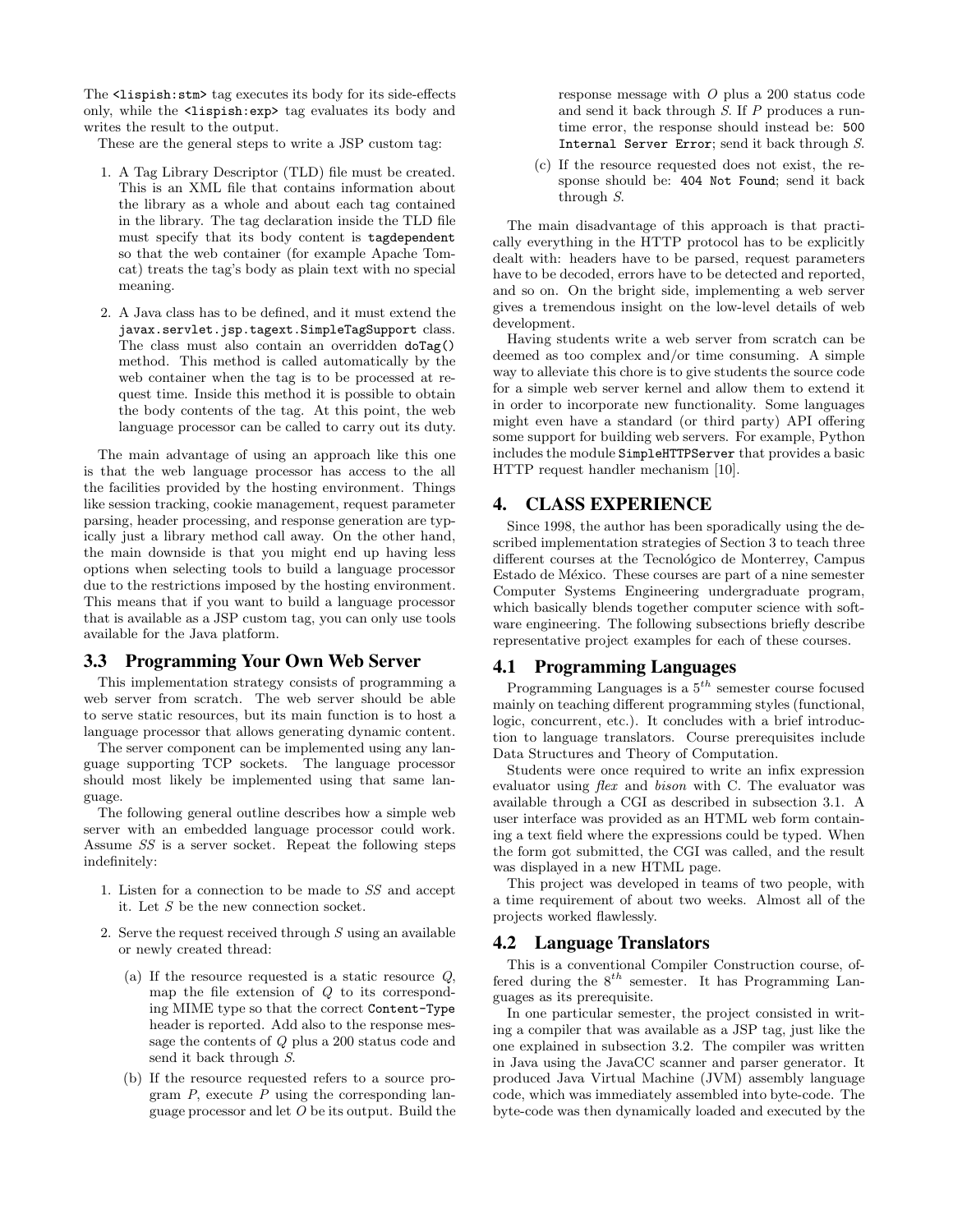The `<lispish:stm>` tag executes its body for its side-effects only, while the `<lispish:exp>` tag evaluates its body and writes the result to the output.

These are the general steps to write a JSP custom tag:

1. A Tag Library Descriptor (TLD) file must be created. This is an XML file that contains information about the library as a whole and about each tag contained in the library. The tag declaration inside the TLD file must specify that its body content is `tagdependent` so that the web container (for example Apache Tomcat) treats the tag's body as plain text with no special meaning.

2. A Java class has to be defined, and it must extend the `javax.servlet.jsp.tagext.SimpleTagSupport` class. The class must also contain an overridden `doTag()` method. This method is called automatically by the web container when the tag is to be processed at request time. Inside this method it is possible to obtain the body contents of the tag. At this point, the web language processor can be called to carry out its duty.

The main advantage of using an approach like this one is that the web language processor has access to the all the facilities provided by the hosting environment. Things like session tracking, cookie management, request parameter parsing, header processing, and response generation are typically just a library method call away. On the other hand, the main downside is that you might end up having less options when selecting tools to build a language processor due to the restrictions imposed by the hosting environment. This means that if you want to build a language processor that is available as a JSP custom tag, you can only use tools available for the Java platform.

### 3.3 Programming Your Own Web Server

This implementation strategy consists of programming a web server from scratch. The web server should be able to serve static resources, but its main function is to host a language processor that allows generating dynamic content.

The server component can be implemented using any language supporting TCP sockets. The language processor should most likely be implemented using that same language.

The following general outline describes how a simple web server with an embedded language processor could work. Assume *SS* is a server socket. Repeat the following steps indefinitely:

1. Listen for a connection to be made to *SS* and accept it. Let *S* be the new connection socket.

2. Serve the request received through *S* using an available or newly created thread:

   (a) If the resource requested is a static resource *Q*, map the file extension of *Q* to its corresponding MIME type so that the correct `Content-Type` header is reported. Add also to the response message the contents of *Q* plus a 200 status code and send it back through *S*.

   (b) If the resource requested refers to a source program *P*, execute *P* using the corresponding language processor and let *O* be its output. Build the response message with *O* plus a 200 status code and send it back through *S*. If *P* produces a runtime error, the response should instead be: `500 Internal Server Error`; send it back through *S*.

   (c) If the resource requested does not exist, the response should be: `404 Not Found`; send it back through *S*.

The main disadvantage of this approach is that practically everything in the HTTP protocol has to be explicitly dealt with: headers have to be parsed, request parameters have to be decoded, errors have to be detected and reported, and so on. On the bright side, implementing a web server gives a tremendous insight on the low-level details of web development.

Having students write a web server from scratch can be deemed as too complex and/or time consuming. A simple way to alleviate this chore is to give students the source code for a simple web server kernel and allow them to extend it in order to incorporate new functionality. Some languages might even have a standard (or third party) API offering some support for building web servers. For example, Python includes the module `SimpleHTTPServer` that provides a basic HTTP request handler mechanism [10].

## 4. CLASS EXPERIENCE

Since 1998, the author has been sporadically using the described implementation strategies of Section 3 to teach three different courses at the Tecnológico de Monterrey, Campus Estado de México. These courses are part of a nine semester Computer Systems Engineering undergraduate program, which basically blends together computer science with software engineering. The following subsections briefly describe representative project examples for each of these courses.

### 4.1 Programming Languages

Programming Languages is a $5^{th}$ semester course focused mainly on teaching different programming styles (functional, logic, concurrent, etc.). It concludes with a brief introduction to language translators. Course prerequisites include Data Structures and Theory of Computation.

Students were once required to write an infix expression evaluator using *flex* and *bison* with C. The evaluator was available through a CGI as described in subsection 3.1. A user interface was provided as an HTML web form containing a text field where the expressions could be typed. When the form got submitted, the CGI was called, and the result was displayed in a new HTML page.

This project was developed in teams of two people, with a time requirement of about two weeks. Almost all of the projects worked flawlessly.

### 4.2 Language Translators

This is a conventional Compiler Construction course, offered during the $8^{th}$ semester. It has Programming Languages as its prerequisite.

In one particular semester, the project consisted in writing a compiler that was available as a JSP tag, just like the one explained in subsection 3.2. The compiler was written in Java using the JavaCC scanner and parser generator. It produced Java Virtual Machine (JVM) assembly language code, which was immediately assembled into byte-code. The byte-code was then dynamically loaded and executed by the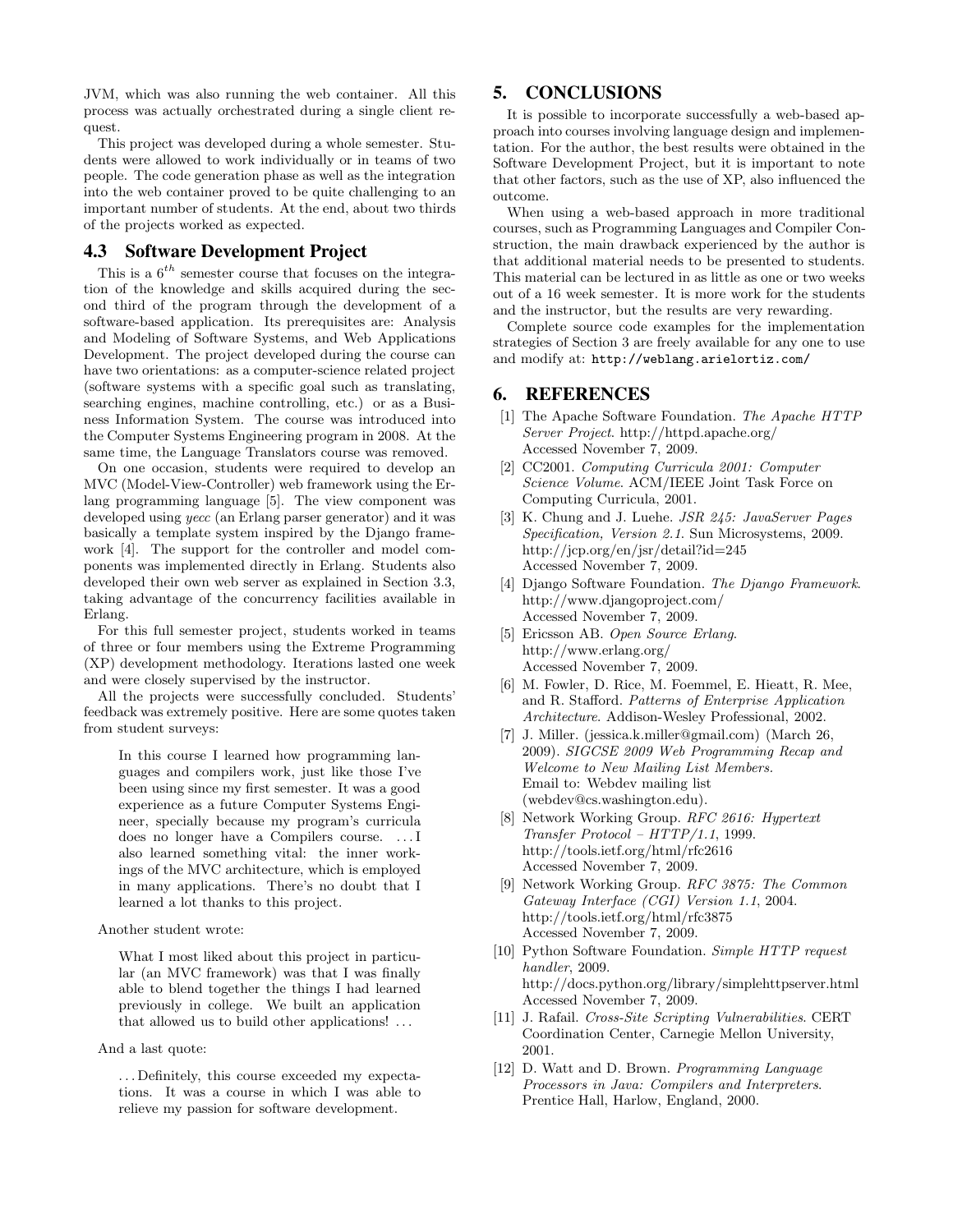JVM, which was also running the web container. All this process was actually orchestrated during a single client request.

This project was developed during a whole semester. Students were allowed to work individually or in teams of two people. The code generation phase as well as the integration into the web container proved to be quite challenging to an important number of students. At the end, about two thirds of the projects worked as expected.

### 4.3 Software Development Project

This is a $6^{th}$ semester course that focuses on the integration of the knowledge and skills acquired during the second third of the program through the development of a software-based application. Its prerequisites are: Analysis and Modeling of Software Systems, and Web Applications Development. The project developed during the course can have two orientations: as a computer-science related project (software systems with a specific goal such as translating, searching engines, machine controlling, etc.) or as a Business Information System. The course was introduced into the Computer Systems Engineering program in 2008. At the same time, the Language Translators course was removed.

On one occasion, students were required to develop an MVC (Model-View-Controller) web framework using the Erlang programming language [5]. The view component was developed using *yecc* (an Erlang parser generator) and it was basically a template system inspired by the Django framework [4]. The support for the controller and model components was implemented directly in Erlang. Students also developed their own web server as explained in Section 3.3, taking advantage of the concurrency facilities available in Erlang.

For this full semester project, students worked in teams of three or four members using the Extreme Programming (XP) development methodology. Iterations lasted one week and were closely supervised by the instructor.

All the projects were successfully concluded. Students' feedback was extremely positive. Here are some quotes taken from student surveys:

> In this course I learned how programming languages and compilers work, just like those I've been using since my first semester. It was a good experience as a future Computer Systems Engineer, specially because my program's curricula does no longer have a Compilers course. ... I also learned something vital: the inner workings of the MVC architecture, which is employed in many applications. There's no doubt that I learned a lot thanks to this project.

Another student wrote:

> What I most liked about this project in particular (an MVC framework) was that I was finally able to blend together the things I had learned previously in college. We built an application that allowed us to build other applications! ...

And a last quote:

> ... Definitely, this course exceeded my expectations. It was a course in which I was able to relieve my passion for software development.

## 5. CONCLUSIONS

It is possible to incorporate successfully a web-based approach into courses involving language design and implementation. For the author, the best results were obtained in the Software Development Project, but it is important to note that other factors, such as the use of XP, also influenced the outcome.

When using a web-based approach in more traditional courses, such as Programming Languages and Compiler Construction, the main drawback experienced by the author is that additional material needs to be presented to students. This material can be lectured in as little as one or two weeks out of a 16 week semester. It is more work for the students and the instructor, but the results are very rewarding.

Complete source code examples for the implementation strategies of Section 3 are freely available for any one to use and modify at: `http://weblang.arielortiz.com/`

## 6. REFERENCES

[1] The Apache Software Foundation. *The Apache HTTP Server Project*. http://httpd.apache.org/ Accessed November 7, 2009.

[2] CC2001. *Computing Curricula 2001: Computer Science Volume*. ACM/IEEE Joint Task Force on Computing Curricula, 2001.

[3] K. Chung and J. Luehe. *JSR 245: JavaServer Pages Specification, Version 2.1*. Sun Microsystems, 2009. http://jcp.org/en/jsr/detail?id=245 Accessed November 7, 2009.

[4] Django Software Foundation. *The Django Framework*. http://www.djangoproject.com/ Accessed November 7, 2009.

[5] Ericsson AB. *Open Source Erlang*. http://www.erlang.org/ Accessed November 7, 2009.

[6] M. Fowler, D. Rice, M. Foemmel, E. Hieatt, R. Mee, and R. Stafford. *Patterns of Enterprise Application Architecture*. Addison-Wesley Professional, 2002.

[7] J. Miller. (jessica.k.miller@gmail.com) (March 26, 2009). *SIGCSE 2009 Web Programming Recap and Welcome to New Mailing List Members*. Email to: Webdev mailing list (webdev@cs.washington.edu).

[8] Network Working Group. *RFC 2616: Hypertext Transfer Protocol – HTTP/1.1*, 1999. http://tools.ietf.org/html/rfc2616 Accessed November 7, 2009.

[9] Network Working Group. *RFC 3875: The Common Gateway Interface (CGI) Version 1.1*, 2004. http://tools.ietf.org/html/rfc3875 Accessed November 7, 2009.

[10] Python Software Foundation. *Simple HTTP request handler*, 2009. http://docs.python.org/library/simplehttpserver.html Accessed November 7, 2009.

[11] J. Rafail. *Cross-Site Scripting Vulnerabilities*. CERT Coordination Center, Carnegie Mellon University, 2001.

[12] D. Watt and D. Brown. *Programming Language Processors in Java: Compilers and Interpreters*. Prentice Hall, Harlow, England, 2000.